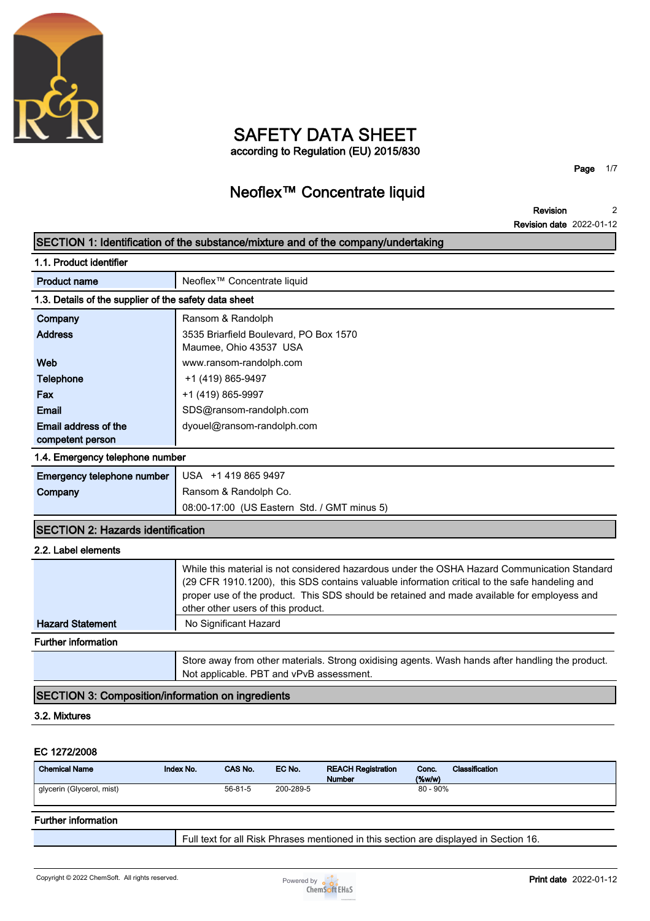# SAFETY DATA SHEET

according to Regulation (EU) 2015/830

## Neoflex™ Concentrate liquid

**Revision** 2

**Revision date** 2022-01-12

## SECTION 1: Identification of the substance/mixture and of the company/undertaking

### 1.1. Product identifier

| | |
|---|---|
| **Product name** | Neoflex™ Concentrate liquid |

### 1.3. Details of the supplier of the safety data sheet

| | |
|---|---|
| **Company** | Ransom & Randolph |
| **Address** | 3535 Briarfield Boulevard, PO Box 1570<br>Maumee, Ohio 43537 USA |
| **Web** | www.ransom-randolph.com |
| **Telephone** | +1 (419) 865-9497 |
| **Fax** | +1 (419) 865-9997 |
| **Email** | SDS@ransom-randolph.com |
| **Email address of the competent person** | dyouel@ransom-randolph.com |

### 1.4. Emergency telephone number

| | |
|---|---|
| **Emergency telephone number** | USA +1 419 865 9497 |
| **Company** | Ransom & Randolph Co. |
| | 08:00-17:00 (US Eastern Std. / GMT minus 5) |

## SECTION 2: Hazards identification

### 2.2. Label elements

| | |
|---|---|
| | While this material is not considered hazardous under the OSHA Hazard Communication Standard (29 CFR 1910.1200), this SDS contains valuable information critical to the safe handeling and proper use of the product. This SDS should be retained and made available for employess and other other users of this product. |
| **Hazard Statement** | No Significant Hazard |

### Further information

Store away from other materials. Strong oxidising agents. Wash hands after handling the product. Not applicable. PBT and vPvB assessment.

## SECTION 3: Composition/information on ingredients

### 3.2. Mixtures

**EC 1272/2008**

| Chemical Name | Index No. | CAS No. | EC No. | REACH Registration Number | Conc. (%w/w) | Classification |
|---|---|---|---|---|---|---|
| glycerin (Glycerol, mist) | | 56-81-5 | 200-289-5 | | 80 - 90% | |

### Further information

Full text for all Risk Phrases mentioned in this section are displayed in Section 16.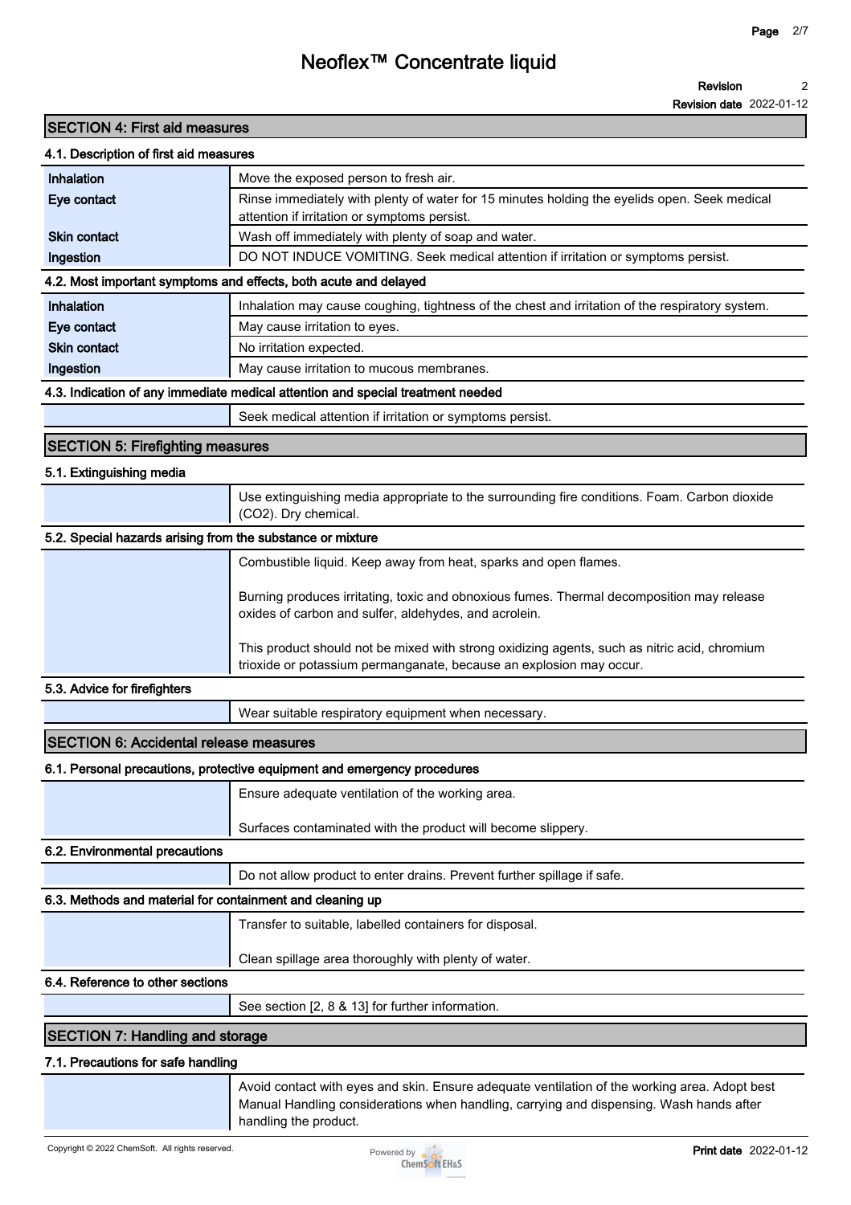# Neoflex™ Concentrate liquid

**Revision** 2
**Revision date** 2022-01-12

## SECTION 4: First aid measures

### 4.1. Description of first aid measures

| | |
|---|---|
| **Inhalation** | Move the exposed person to fresh air. |
| **Eye contact** | Rinse immediately with plenty of water for 15 minutes holding the eyelids open. Seek medical attention if irritation or symptoms persist. |
| **Skin contact** | Wash off immediately with plenty of soap and water. |
| **Ingestion** | DO NOT INDUCE VOMITING. Seek medical attention if irritation or symptoms persist. |

### 4.2. Most important symptoms and effects, both acute and delayed

| | |
|---|---|
| **Inhalation** | Inhalation may cause coughing, tightness of the chest and irritation of the respiratory system. |
| **Eye contact** | May cause irritation to eyes. |
| **Skin contact** | No irritation expected. |
| **Ingestion** | May cause irritation to mucous membranes. |

### 4.3. Indication of any immediate medical attention and special treatment needed

Seek medical attention if irritation or symptoms persist.

## SECTION 5: Firefighting measures

### 5.1. Extinguishing media

Use extinguishing media appropriate to the surrounding fire conditions. Foam. Carbon dioxide ($CO_2$). Dry chemical.

### 5.2. Special hazards arising from the substance or mixture

Combustible liquid. Keep away from heat, sparks and open flames.

Burning produces irritating, toxic and obnoxious fumes. Thermal decomposition may release oxides of carbon and sulfer, aldehydes, and acrolein.

This product should not be mixed with strong oxidizing agents, such as nitric acid, chromium trioxide or potassium permanganate, because an explosion may occur.

### 5.3. Advice for firefighters

Wear suitable respiratory equipment when necessary.

## SECTION 6: Accidental release measures

### 6.1. Personal precautions, protective equipment and emergency procedures

Ensure adequate ventilation of the working area.

Surfaces contaminated with the product will become slippery.

### 6.2. Environmental precautions

Do not allow product to enter drains. Prevent further spillage if safe.

### 6.3. Methods and material for containment and cleaning up

Transfer to suitable, labelled containers for disposal.

Clean spillage area thoroughly with plenty of water.

### 6.4. Reference to other sections

See section [2, 8 & 13] for further information.

## SECTION 7: Handling and storage

### 7.1. Precautions for safe handling

Avoid contact with eyes and skin. Ensure adequate ventilation of the working area. Adopt best Manual Handling considerations when handling, carrying and dispensing. Wash hands after handling the product.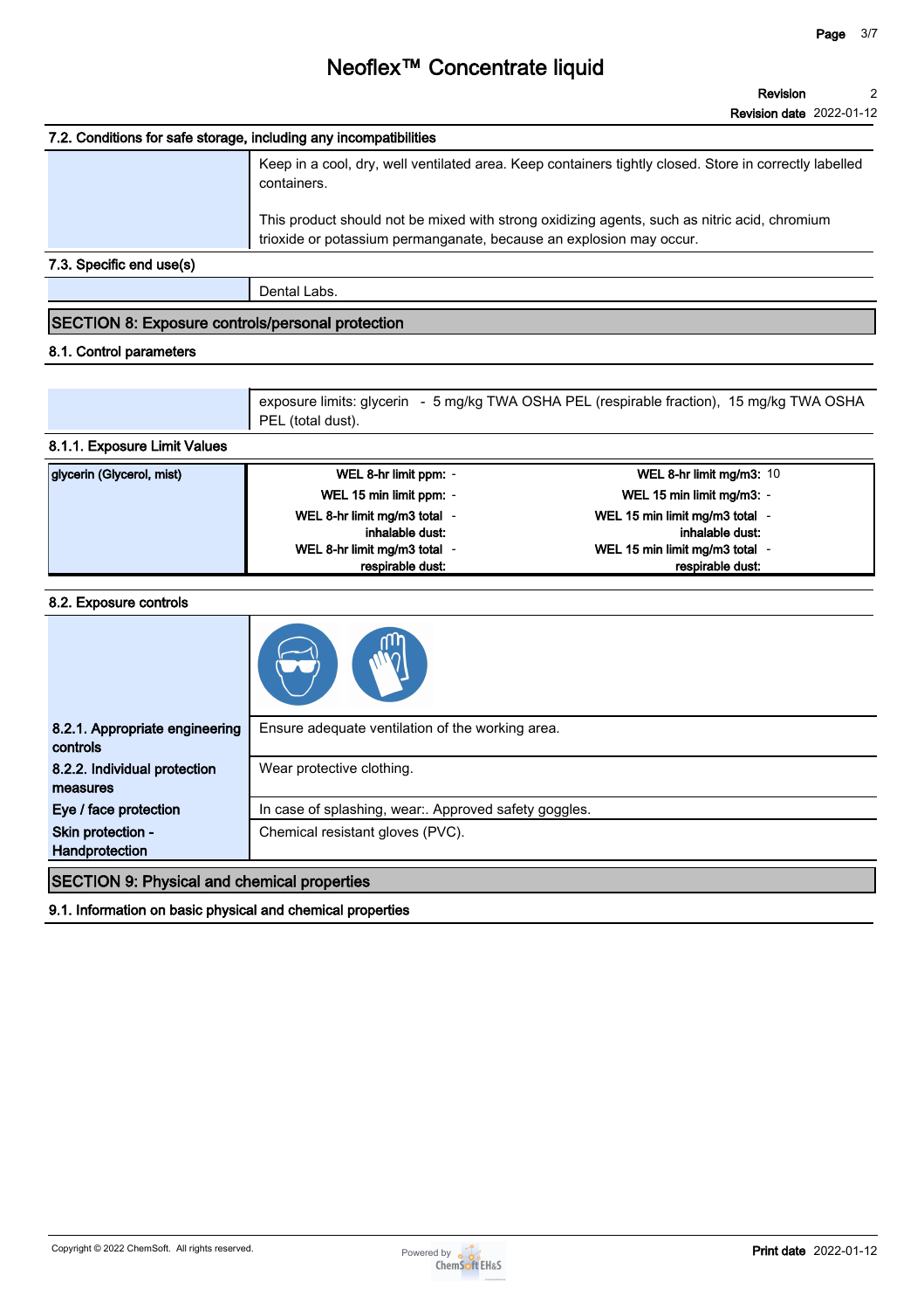### 7.2. Conditions for safe storage, including any incompatibilities

Keep in a cool, dry, well ventilated area. Keep containers tightly closed. Store in correctly labelled containers.

This product should not be mixed with strong oxidizing agents, such as nitric acid, chromium trioxide or potassium permanganate, because an explosion may occur.

### 7.3. Specific end use(s)

Dental Labs.

## SECTION 8: Exposure controls/personal protection

### 8.1. Control parameters

exposure limits: glycerin - 5 mg/kg TWA OSHA PEL (respirable fraction), 15 mg/kg TWA OSHA PEL (total dust).

### 8.1.1. Exposure Limit Values

| glycerin (Glycerol, mist) | | | | |
|---|---|---|---|---|
| | WEL 8-hr limit ppm: | - | WEL 8-hr limit mg/m3: | 10 |
| | WEL 15 min limit ppm: | - | WEL 15 min limit mg/m3: | - |
| | WEL 8-hr limit mg/m3 total inhalable dust: | - | WEL 15 min limit mg/m3 total inhalable dust: | - |
| | WEL 8-hr limit mg/m3 total respirable dust: | - | WEL 15 min limit mg/m3 total respirable dust: | - |

### 8.2. Exposure controls

**8.2.1. Appropriate engineering controls**

Ensure adequate ventilation of the working area.

**8.2.2. Individual protection measures**

Wear protective clothing.

**Eye / face protection**

In case of splashing, wear:. Approved safety goggles.

**Skin protection - Handprotection**

Chemical resistant gloves (PVC).

## SECTION 9: Physical and chemical properties

### 9.1. Information on basic physical and chemical properties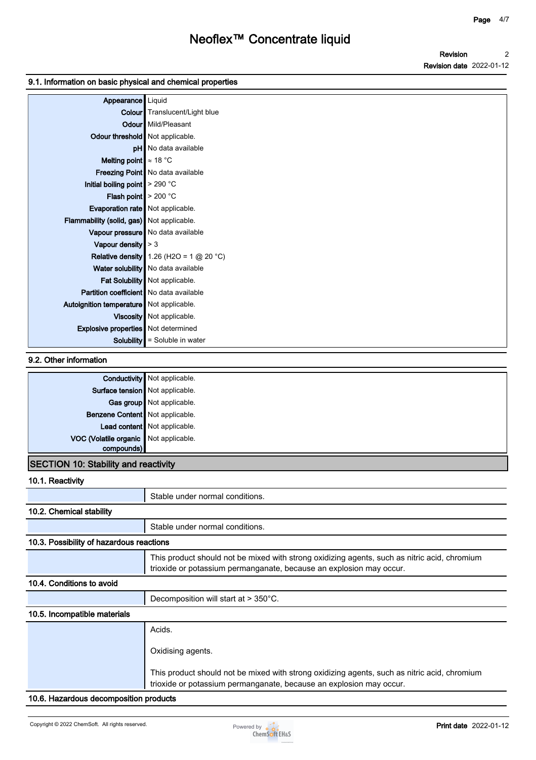### 9.1. Information on basic physical and chemical properties

| Property | Value |
|---|---|
| Appearance | Liquid |
| Colour | Translucent/Light blue |
| Odour | Mild/Pleasant |
| Odour threshold | Not applicable. |
| pH | No data available |
| Melting point | ≈ 18 °C |
| Freezing Point | No data available |
| Initial boiling point | > 290 °C |
| Flash point | > 200 °C |
| Evaporation rate | Not applicable. |
| Flammability (solid, gas) | Not applicable. |
| Vapour pressure | No data available |
| Vapour density | > 3 |
| Relative density | 1.26 ($H_2O$ = 1 @ 20 °C) |
| Water solubility | No data available |
| Fat Solubility | Not applicable. |
| Partition coefficient | No data available |
| Autoignition temperature | Not applicable. |
| Viscosity | Not applicable. |
| Explosive properties | Not determined |
| Solubility | = Soluble in water |

### 9.2. Other information

| Property | Value |
|---|---|
| Conductivity | Not applicable. |
| Surface tension | Not applicable. |
| Gas group | Not applicable. |
| Benzene Content | Not applicable. |
| Lead content | Not applicable. |
| VOC (Volatile organic compounds) | Not applicable. |

## SECTION 10: Stability and reactivity

### 10.1. Reactivity

Stable under normal conditions.

### 10.2. Chemical stability

Stable under normal conditions.

### 10.3. Possibility of hazardous reactions

This product should not be mixed with strong oxidizing agents, such as nitric acid, chromium trioxide or potassium permanganate, because an explosion may occur.

### 10.4. Conditions to avoid

Decomposition will start at > 350°C.

### 10.5. Incompatible materials

Acids.

Oxidising agents.

This product should not be mixed with strong oxidizing agents, such as nitric acid, chromium trioxide or potassium permanganate, because an explosion may occur.

### 10.6. Hazardous decomposition products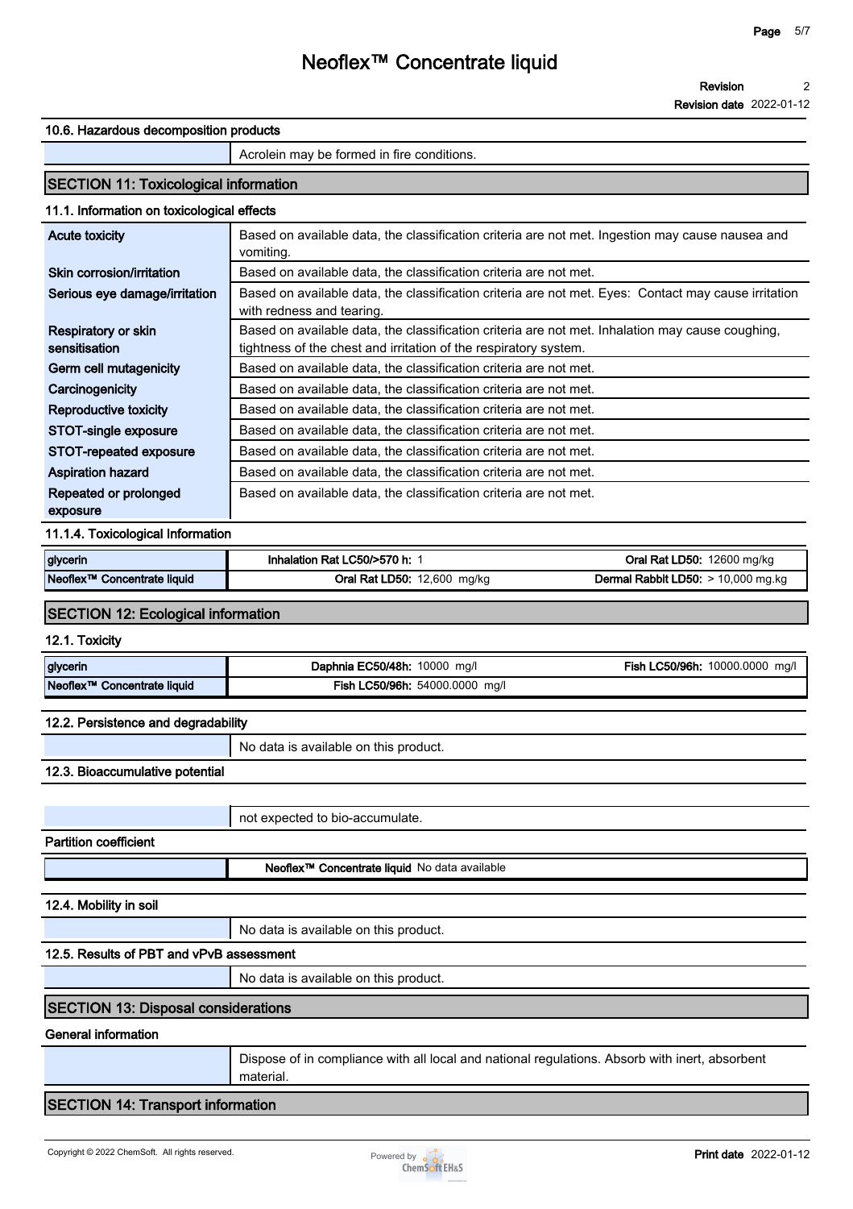### 10.6. Hazardous decomposition products

| | |
|---|---|
| | Acrolein may be formed in fire conditions. |

## SECTION 11: Toxicological information

### 11.1. Information on toxicological effects

| | |
|---|---|
| **Acute toxicity** | Based on available data, the classification criteria are not met. Ingestion may cause nausea and vomiting. |
| **Skin corrosion/irritation** | Based on available data, the classification criteria are not met. |
| **Serious eye damage/irritation** | Based on available data, the classification criteria are not met. Eyes: Contact may cause irritation with redness and tearing. |
| **Respiratory or skin sensitisation** | Based on available data, the classification criteria are not met. Inhalation may cause coughing, tightness of the chest and irritation of the respiratory system. |
| **Germ cell mutagenicity** | Based on available data, the classification criteria are not met. |
| **Carcinogenicity** | Based on available data, the classification criteria are not met. |
| **Reproductive toxicity** | Based on available data, the classification criteria are not met. |
| **STOT-single exposure** | Based on available data, the classification criteria are not met. |
| **STOT-repeated exposure** | Based on available data, the classification criteria are not met. |
| **Aspiration hazard** | Based on available data, the classification criteria are not met. |
| **Repeated or prolonged exposure** | Based on available data, the classification criteria are not met. |

### 11.1.4. Toxicological Information

| | | |
|---|---|---|
| **glycerin** | **Inhalation Rat LC50/>570 h:** 1 | **Oral Rat LD50:** 12600 mg/kg |
| **Neoflex™ Concentrate liquid** | **Oral Rat LD50:** 12,600 mg/kg | **Dermal Rabbit LD50:** > 10,000 mg.kg |

## SECTION 12: Ecological information

### 12.1. Toxicity

| | | |
|---|---|---|
| **glycerin** | **Daphnia EC50/48h:** 10000 mg/l | **Fish LC50/96h:** 10000.0000 mg/l |
| **Neoflex™ Concentrate liquid** | **Fish LC50/96h:** 54000.0000 mg/l | |

### 12.2. Persistence and degradability

| | |
|---|---|
| | No data is available on this product. |

### 12.3. Bioaccumulative potential

| | |
|---|---|
| | not expected to bio-accumulate. |

**Partition coefficient**

| | |
|---|---|
| | **Neoflex™ Concentrate liquid** No data available |

### 12.4. Mobility in soil

| | |
|---|---|
| | No data is available on this product. |

### 12.5. Results of PBT and vPvB assessment

| | |
|---|---|
| | No data is available on this product. |

## SECTION 13: Disposal considerations

**General information**

| | |
|---|---|
| | Dispose of in compliance with all local and national regulations. Absorb with inert, absorbent material. |

## SECTION 14: Transport information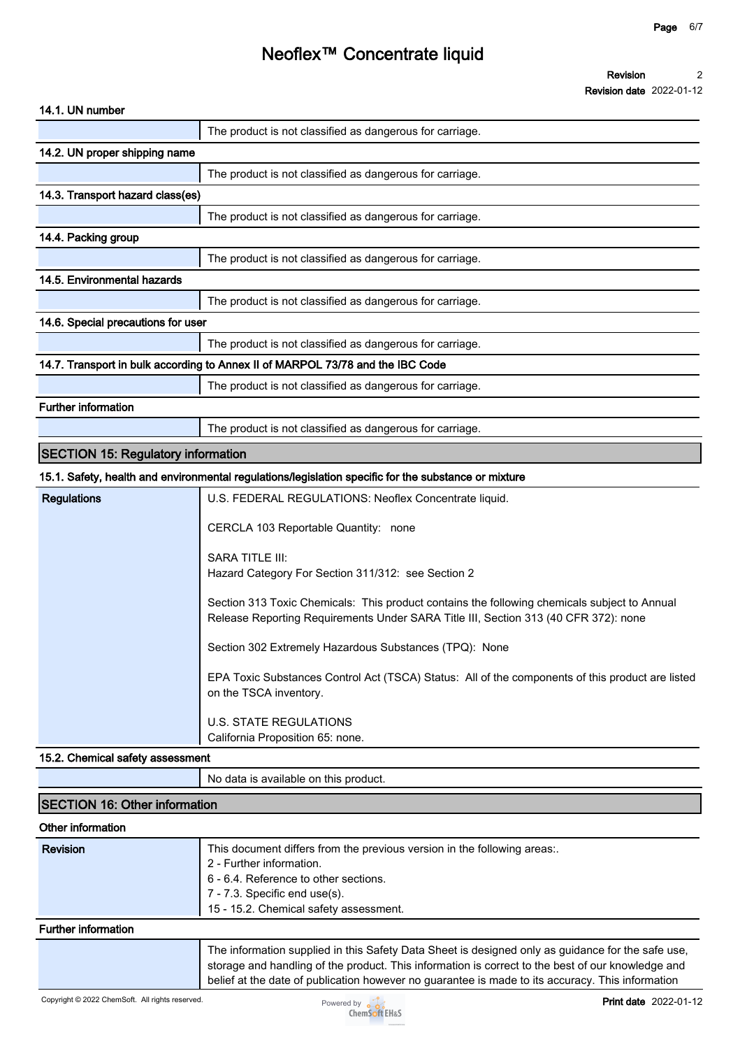### 14.1. UN number

| | |
|---|---|
| | The product is not classified as dangerous for carriage. |

### 14.2. UN proper shipping name

| | |
|---|---|
| | The product is not classified as dangerous for carriage. |

### 14.3. Transport hazard class(es)

| | |
|---|---|
| | The product is not classified as dangerous for carriage. |

### 14.4. Packing group

| | |
|---|---|
| | The product is not classified as dangerous for carriage. |

### 14.5. Environmental hazards

| | |
|---|---|
| | The product is not classified as dangerous for carriage. |

### 14.6. Special precautions for user

| | |
|---|---|
| | The product is not classified as dangerous for carriage. |

### 14.7. Transport in bulk according to Annex II of MARPOL 73/78 and the IBC Code

| | |
|---|---|
| | The product is not classified as dangerous for carriage. |

### Further information

| | |
|---|---|
| | The product is not classified as dangerous for carriage. |

## SECTION 15: Regulatory information

### 15.1. Safety, health and environmental regulations/legislation specific for the substance or mixture

**Regulations**

U.S. FEDERAL REGULATIONS: Neoflex Concentrate liquid.

CERCLA 103 Reportable Quantity: none

SARA TITLE III:
Hazard Category For Section 311/312: see Section 2

Section 313 Toxic Chemicals: This product contains the following chemicals subject to Annual Release Reporting Requirements Under SARA Title III, Section 313 (40 CFR 372): none

Section 302 Extremely Hazardous Substances (TPQ): None

EPA Toxic Substances Control Act (TSCA) Status: All of the components of this product are listed on the TSCA inventory.

U.S. STATE REGULATIONS
California Proposition 65: none.

### 15.2. Chemical safety assessment

| | |
|---|---|
| | No data is available on this product. |

## SECTION 16: Other information

### Other information

**Revision**

This document differs from the previous version in the following areas:.
2 - Further information.
6 - 6.4. Reference to other sections.
7 - 7.3. Specific end use(s).
15 - 15.2. Chemical safety assessment.

### Further information

The information supplied in this Safety Data Sheet is designed only as guidance for the safe use, storage and handling of the product. This information is correct to the best of our knowledge and belief at the date of publication however no guarantee is made to its accuracy. This information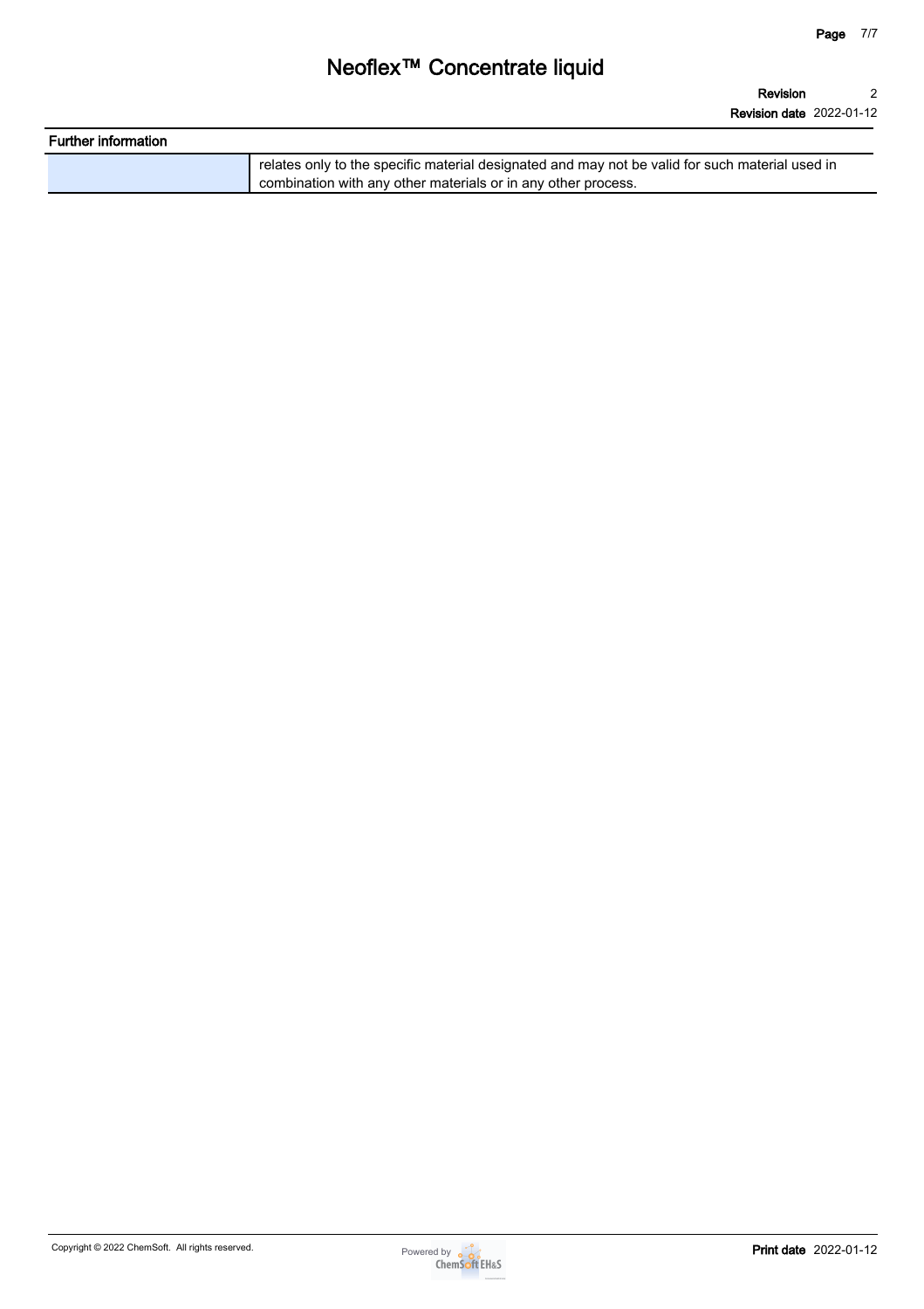## Further information

| | |
|---|---|
| | relates only to the specific material designated and may not be valid for such material used in combination with any other materials or in any other process. |